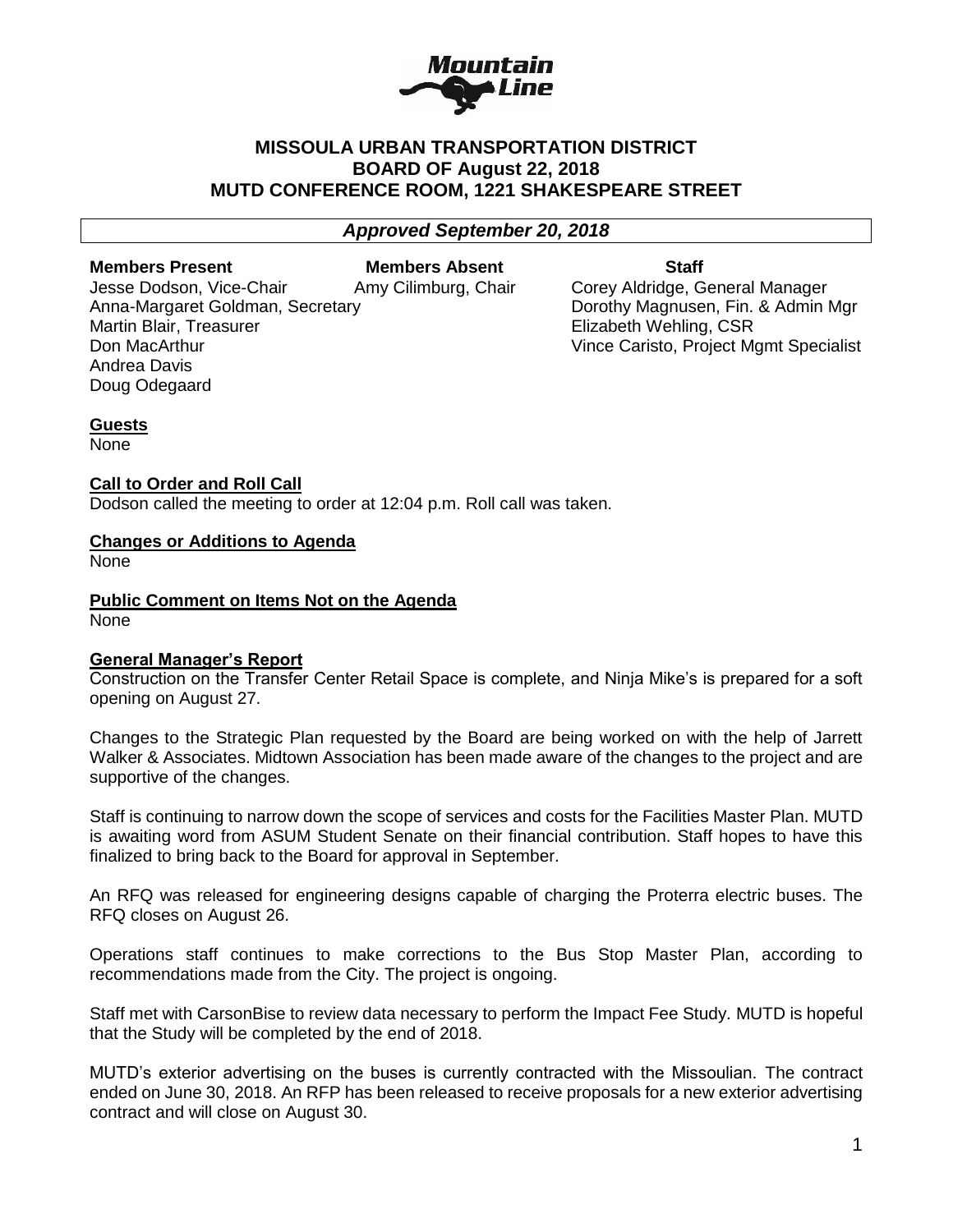# MISSOULA URBAN TRANSPORTATION DISTRICT
## BOARD OF August 22, 2018
## MUTD CONFERENCE ROOM, 1221 SHAKESPEARE STREET

***Approved September 20, 2018***

| **Members Present** | **Members Absent** | **Staff** |
|---|---|---|
| Jesse Dodson, Vice-Chair | Amy Cilimburg, Chair | Corey Aldridge, General Manager |
| Anna-Margaret Goldman, Secretary | | Dorothy Magnusen, Fin. & Admin Mgr |
| Martin Blair, Treasurer | | Elizabeth Wehling, CSR |
| Don MacArthur | | Vince Caristo, Project Mgmt Specialist |
| Andrea Davis | | |
| Doug Odegaard | | |

**Guests**

None

**Call to Order and Roll Call**

Dodson called the meeting to order at 12:04 p.m. Roll call was taken.

**Changes or Additions to Agenda**

None

**Public Comment on Items Not on the Agenda**

None

**General Manager's Report**

Construction on the Transfer Center Retail Space is complete, and Ninja Mike's is prepared for a soft opening on August 27.

Changes to the Strategic Plan requested by the Board are being worked on with the help of Jarrett Walker & Associates. Midtown Association has been made aware of the changes to the project and are supportive of the changes.

Staff is continuing to narrow down the scope of services and costs for the Facilities Master Plan. MUTD is awaiting word from ASUM Student Senate on their financial contribution. Staff hopes to have this finalized to bring back to the Board for approval in September.

An RFQ was released for engineering designs capable of charging the Proterra electric buses. The RFQ closes on August 26.

Operations staff continues to make corrections to the Bus Stop Master Plan, according to recommendations made from the City. The project is ongoing.

Staff met with CarsonBise to review data necessary to perform the Impact Fee Study. MUTD is hopeful that the Study will be completed by the end of 2018.

MUTD's exterior advertising on the buses is currently contracted with the Missoulian. The contract ended on June 30, 2018. An RFP has been released to receive proposals for a new exterior advertising contract and will close on August 30.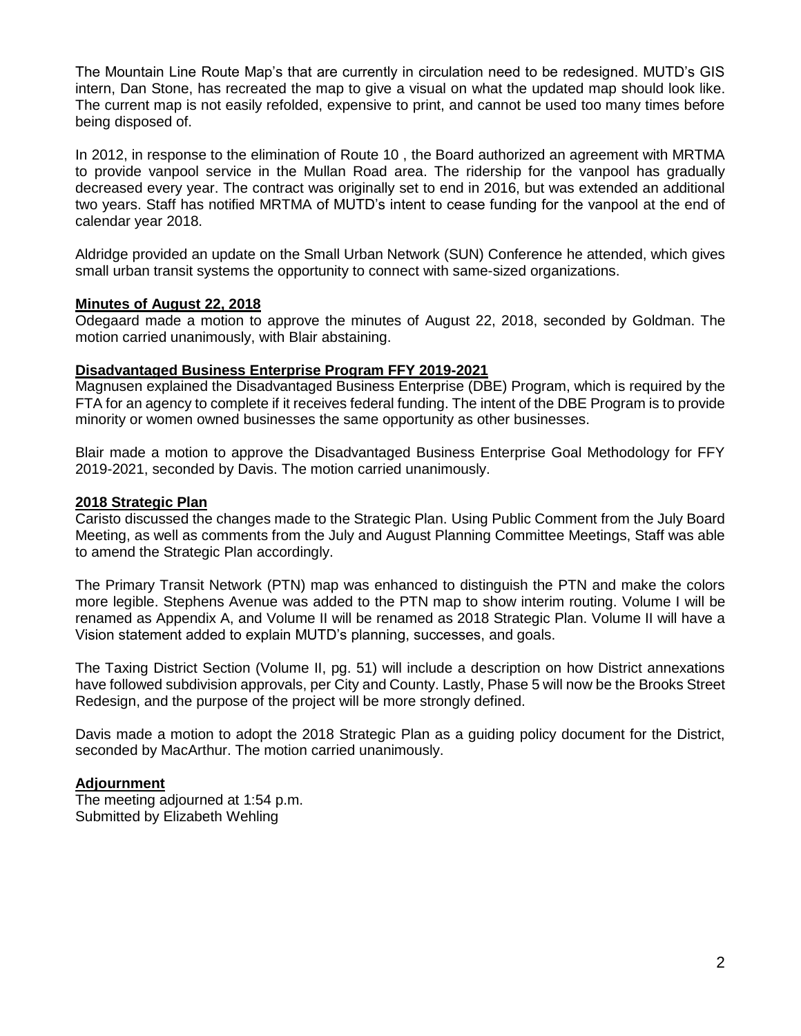The Mountain Line Route Map's that are currently in circulation need to be redesigned. MUTD's GIS intern, Dan Stone, has recreated the map to give a visual on what the updated map should look like. The current map is not easily refolded, expensive to print, and cannot be used too many times before being disposed of.

In 2012, in response to the elimination of Route 10 , the Board authorized an agreement with MRTMA to provide vanpool service in the Mullan Road area. The ridership for the vanpool has gradually decreased every year. The contract was originally set to end in 2016, but was extended an additional two years. Staff has notified MRTMA of MUTD's intent to cease funding for the vanpool at the end of calendar year 2018.

Aldridge provided an update on the Small Urban Network (SUN) Conference he attended, which gives small urban transit systems the opportunity to connect with same-sized organizations.

**Minutes of August 22, 2018**

Odegaard made a motion to approve the minutes of August 22, 2018, seconded by Goldman. The motion carried unanimously, with Blair abstaining.

**Disadvantaged Business Enterprise Program FFY 2019-2021**

Magnusen explained the Disadvantaged Business Enterprise (DBE) Program, which is required by the FTA for an agency to complete if it receives federal funding. The intent of the DBE Program is to provide minority or women owned businesses the same opportunity as other businesses.

Blair made a motion to approve the Disadvantaged Business Enterprise Goal Methodology for FFY 2019-2021, seconded by Davis. The motion carried unanimously.

**2018 Strategic Plan**

Caristo discussed the changes made to the Strategic Plan. Using Public Comment from the July Board Meeting, as well as comments from the July and August Planning Committee Meetings, Staff was able to amend the Strategic Plan accordingly.

The Primary Transit Network (PTN) map was enhanced to distinguish the PTN and make the colors more legible. Stephens Avenue was added to the PTN map to show interim routing. Volume I will be renamed as Appendix A, and Volume II will be renamed as 2018 Strategic Plan. Volume II will have a Vision statement added to explain MUTD's planning, successes, and goals.

The Taxing District Section (Volume II, pg. 51) will include a description on how District annexations have followed subdivision approvals, per City and County. Lastly, Phase 5 will now be the Brooks Street Redesign, and the purpose of the project will be more strongly defined.

Davis made a motion to adopt the 2018 Strategic Plan as a guiding policy document for the District, seconded by MacArthur. The motion carried unanimously.

**Adjournment**

The meeting adjourned at 1:54 p.m.
Submitted by Elizabeth Wehling